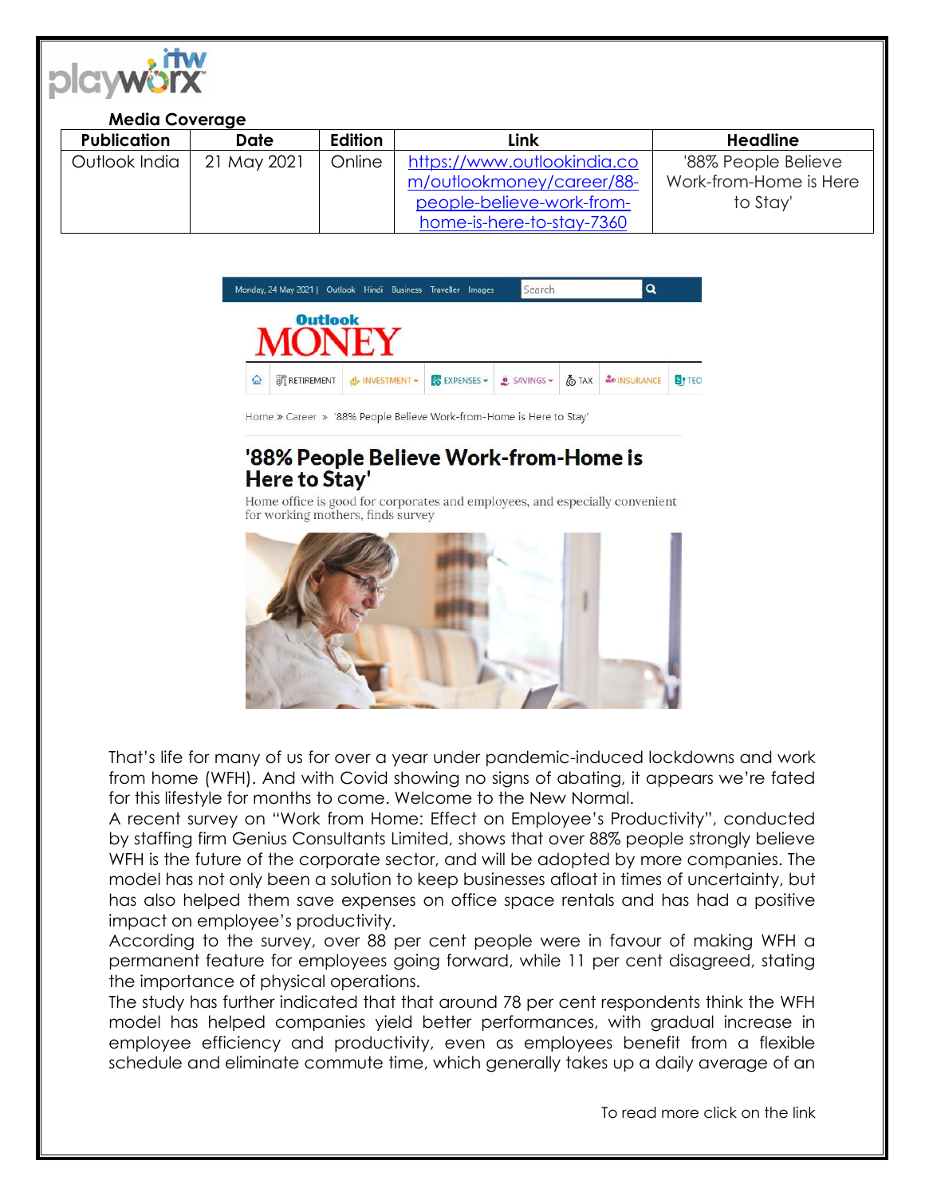**Media Coverage**

| Publication | Date | Edition | Link | Headline |
|---|---|---|---|---|
| Outlook India | 21 May 2021 | Online | https://www.outlookindia.com/outlookmoney/career/88-people-believe-work-from-home-is-here-to-stay-7360 | '88% People Believe Work-from-Home is Here to Stay' |

Monday, 24 May 2021 | Outlook Hindi Business Traveller Images

Outlook MONEY

RETIREMENT INVESTMENT EXPENSES SAVINGS TAX INSURANCE TECH

Home » Career » '88% People Believe Work-from-Home is Here to Stay'

# '88% People Believe Work-from-Home is Here to Stay'

Home office is good for corporates and employees, and especially convenient for working mothers, finds survey

That's life for many of us for over a year under pandemic-induced lockdowns and work from home (WFH). And with Covid showing no signs of abating, it appears we're fated for this lifestyle for months to come. Welcome to the New Normal.

A recent survey on "Work from Home: Effect on Employee's Productivity", conducted by staffing firm Genius Consultants Limited, shows that over 88% people strongly believe WFH is the future of the corporate sector, and will be adopted by more companies. The model has not only been a solution to keep businesses afloat in times of uncertainty, but has also helped them save expenses on office space rentals and has had a positive impact on employee's productivity.

According to the survey, over 88 per cent people were in favour of making WFH a permanent feature for employees going forward, while 11 per cent disagreed, stating the importance of physical operations.

The study has further indicated that that around 78 per cent respondents think the WFH model has helped companies yield better performances, with gradual increase in employee efficiency and productivity, even as employees benefit from a flexible schedule and eliminate commute time, which generally takes up a daily average of an

To read more click on the link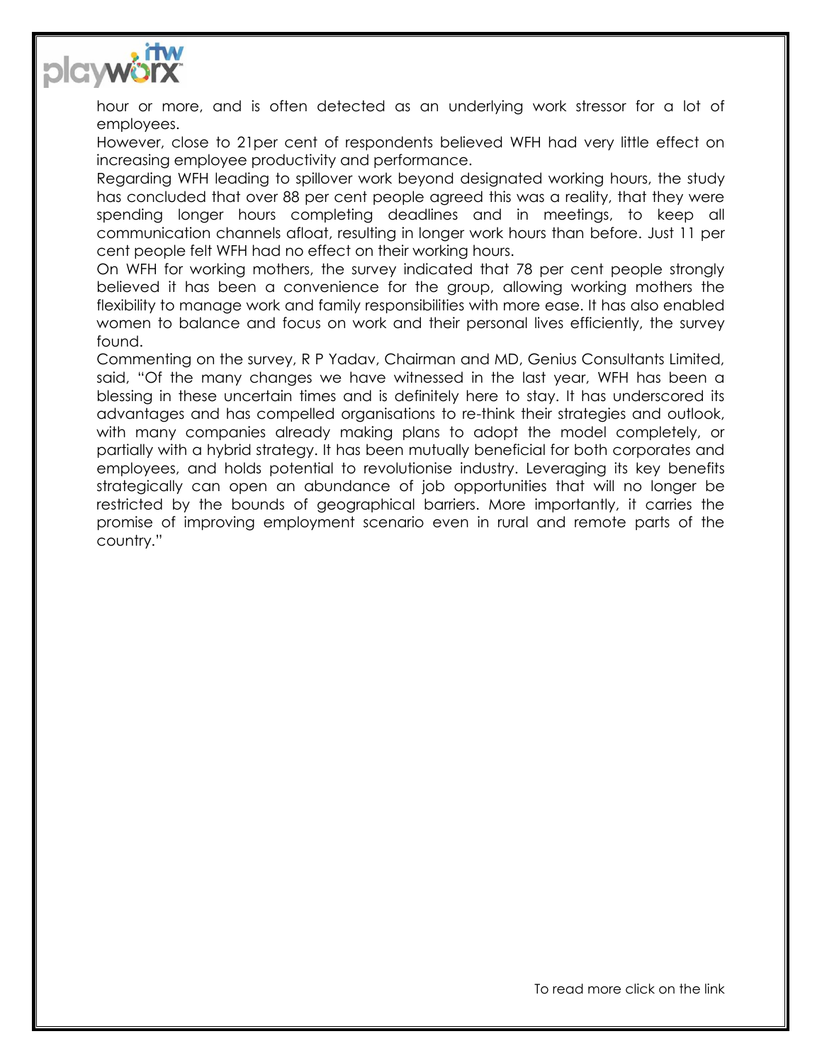hour or more, and is often detected as an underlying work stressor for a lot of employees.

However, close to 21per cent of respondents believed WFH had very little effect on increasing employee productivity and performance.

Regarding WFH leading to spillover work beyond designated working hours, the study has concluded that over 88 per cent people agreed this was a reality, that they were spending longer hours completing deadlines and in meetings, to keep all communication channels afloat, resulting in longer work hours than before. Just 11 per cent people felt WFH had no effect on their working hours.

On WFH for working mothers, the survey indicated that 78 per cent people strongly believed it has been a convenience for the group, allowing working mothers the flexibility to manage work and family responsibilities with more ease. It has also enabled women to balance and focus on work and their personal lives efficiently, the survey found.

Commenting on the survey, R P Yadav, Chairman and MD, Genius Consultants Limited, said, "Of the many changes we have witnessed in the last year, WFH has been a blessing in these uncertain times and is definitely here to stay. It has underscored its advantages and has compelled organisations to re-think their strategies and outlook, with many companies already making plans to adopt the model completely, or partially with a hybrid strategy. It has been mutually beneficial for both corporates and employees, and holds potential to revolutionise industry. Leveraging its key benefits strategically can open an abundance of job opportunities that will no longer be restricted by the bounds of geographical barriers. More importantly, it carries the promise of improving employment scenario even in rural and remote parts of the country."

To read more click on the link